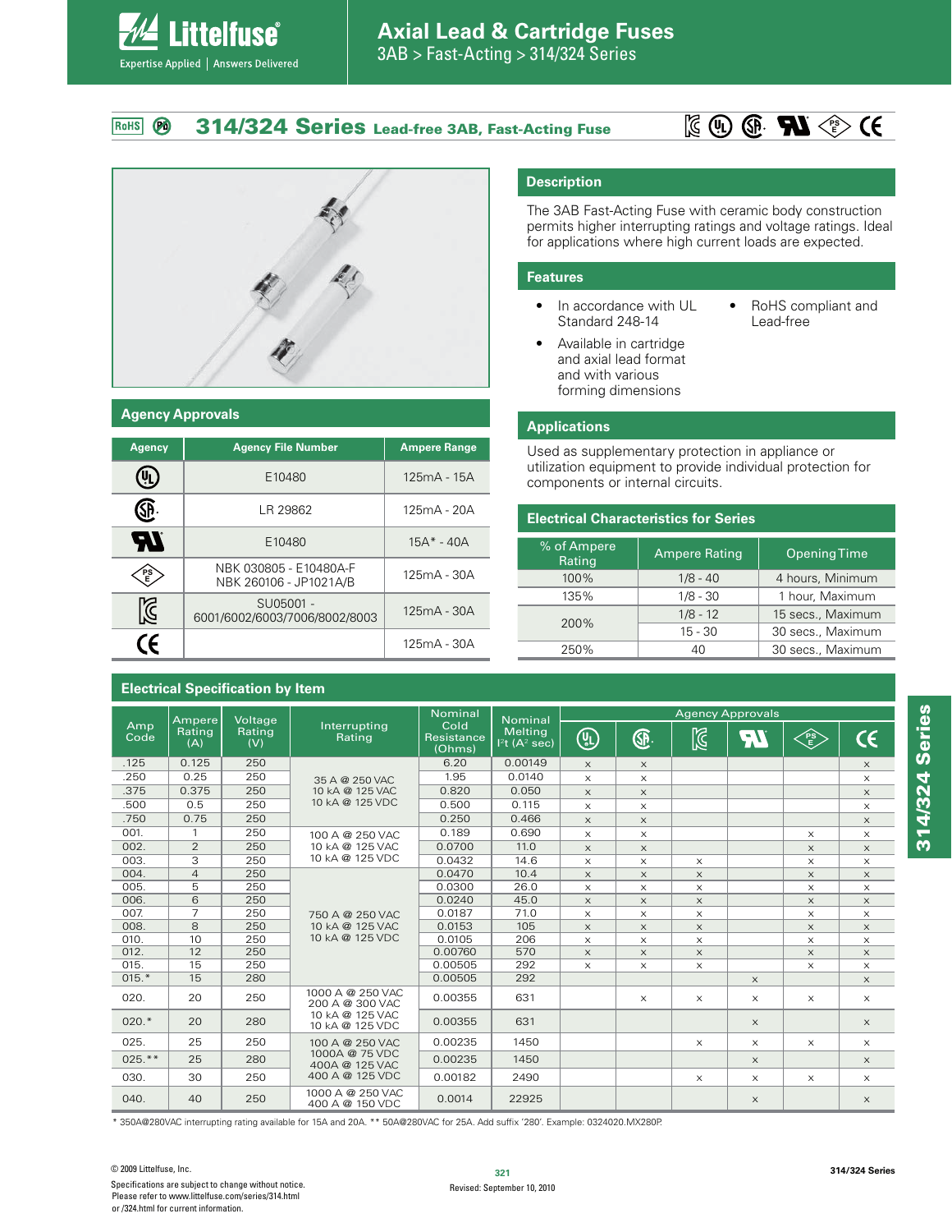# Axial Lead & Cartridge Fuses

3AB > Fast-Acting > 314/324 Series

## 314/324 Series Lead-free 3AB, Fast-Acting Fuse

RoHS

## Description

The 3AB Fast-Acting Fuse with ceramic body construction permits higher interrupting ratings and voltage ratings. Ideal for applications where high current loads are expected.

## Features

- In accordance with UL Standard 248-14
- Available in cartridge and axial lead format and with various forming dimensions
- RoHS compliant and Lead-free

## Applications

Used as supplementary protection in appliance or utilization equipment to provide individual protection for components or internal circuits.

## Agency Approvals

| Agency | Agency File Number | Ampere Range |
|---|---|---|
| UL | E10480 | 125mA - 15A |
| CSA | LR 29862 | 125mA - 20A |
| UR | E10480 | 15A* - 40A |
| PSE | NBK 030805 - E10480A-F<br>NBK 260106 - JP1021A/B | 125mA - 30A |
| KC | SU05001 - 6001/6002/6003/7006/8002/8003 | 125mA - 30A |
| CE | | 125mA - 30A |

## Electrical Characteristics for Series

| % of Ampere Rating | Ampere Rating | Opening Time |
|---|---|---|
| 100% | 1/8 - 40 | 4 hours, Minimum |
| 135% | 1/8 - 30 | 1 hour, Maximum |
| 200% | 1/8 - 12 | 15 secs., Maximum |
| | 15 - 30 | 30 secs., Maximum |
| 250% | 40 | 30 secs., Maximum |

## Electrical Specification by Item

| Amp Code | Ampere Rating (A) | Voltage Rating (V) | Interrupting Rating | Nominal Cold Resistance (Ohms) | Nominal Melting $I^2t$ ($A^2$ sec) | Agency Approvals | | | | | |
|---|---|---|---|---|---|---|---|---|---|---|---|
| | | | | | | UL | CSA | KC | UR | PSE | CE |
| .125 | 0.125 | 250 | 35 A @ 250 VAC<br>10 kA @ 125 VAC<br>10 kA @ 125 VDC | 6.20 | 0.00149 | x | x | | | | x |
| .250 | 0.25 | 250 | | 1.95 | 0.0140 | x | x | | | | x |
| .375 | 0.375 | 250 | | 0.820 | 0.050 | x | x | | | | x |
| .500 | 0.5 | 250 | | 0.500 | 0.115 | x | x | | | | x |
| .750 | 0.75 | 250 | | 0.250 | 0.466 | x | x | | | | x |
| 001. | 1 | 250 | 100 A @ 250 VAC<br>10 kA @ 125 VAC<br>10 kA @ 125 VDC | 0.189 | 0.690 | x | x | | | x | x |
| 002. | 2 | 250 | | 0.0700 | 11.0 | x | x | | | x | x |
| 003. | 3 | 250 | | 0.0432 | 14.6 | x | x | x | | x | x |
| 004. | 4 | 250 | 750 A @ 250 VAC<br>10 kA @ 125 VAC<br>10 kA @ 125 VDC | 0.0470 | 10.4 | x | x | x | | x | x |
| 005. | 5 | 250 | | 0.0300 | 26.0 | x | x | x | | x | x |
| 006. | 6 | 250 | | 0.0240 | 45.0 | x | x | x | | x | x |
| 007. | 7 | 250 | | 0.0187 | 71.0 | x | x | x | | x | x |
| 008. | 8 | 250 | | 0.0153 | 105 | x | x | x | | x | x |
| 010. | 10 | 250 | | 0.0105 | 206 | x | x | x | | x | x |
| 012. | 12 | 250 | | 0.00760 | 570 | x | x | x | | x | x |
| 015. | 15 | 250 | | 0.00505 | 292 | x | x | x | | x | x |
| 015.* | 15 | 280 | | 0.00505 | 292 | | | | x | | x |
| 020. | 20 | 250 | 1000 A @ 250 VAC<br>200 A @ 300 VAC<br>10 kA @ 125 VAC<br>10 kA @ 125 VDC | 0.00355 | 631 | | x | x | x | x | x |
| 020.* | 20 | 280 | | 0.00355 | 631 | | | | x | | x |
| 025. | 25 | 250 | 100 A @ 250 VAC<br>1000A @ 75 VDC<br>400A @ 125 VAC<br>400 A @ 125 VDC | 0.00235 | 1450 | | | x | x | x | x |
| 025.** | 25 | 280 | | 0.00235 | 1450 | | | | x | | x |
| 030. | 30 | 250 | | 0.00182 | 2490 | | | x | x | x | x |
| 040. | 40 | 250 | 1000 A @ 250 VAC<br>400 A @ 150 VDC | 0.0014 | 22925 | | | | x | | x |

* 350A@280VAC interrupting rating available for 15A and 20A. ** 50A@280VAC for 25A. Add suffix '280'. Example: 0324020.MX280P.

© 2009 Littelfuse, Inc.

Specifications are subject to change without notice.
Please refer to www.littelfuse.com/series/314.html or /324.html for current information.

Revised: September 10, 2010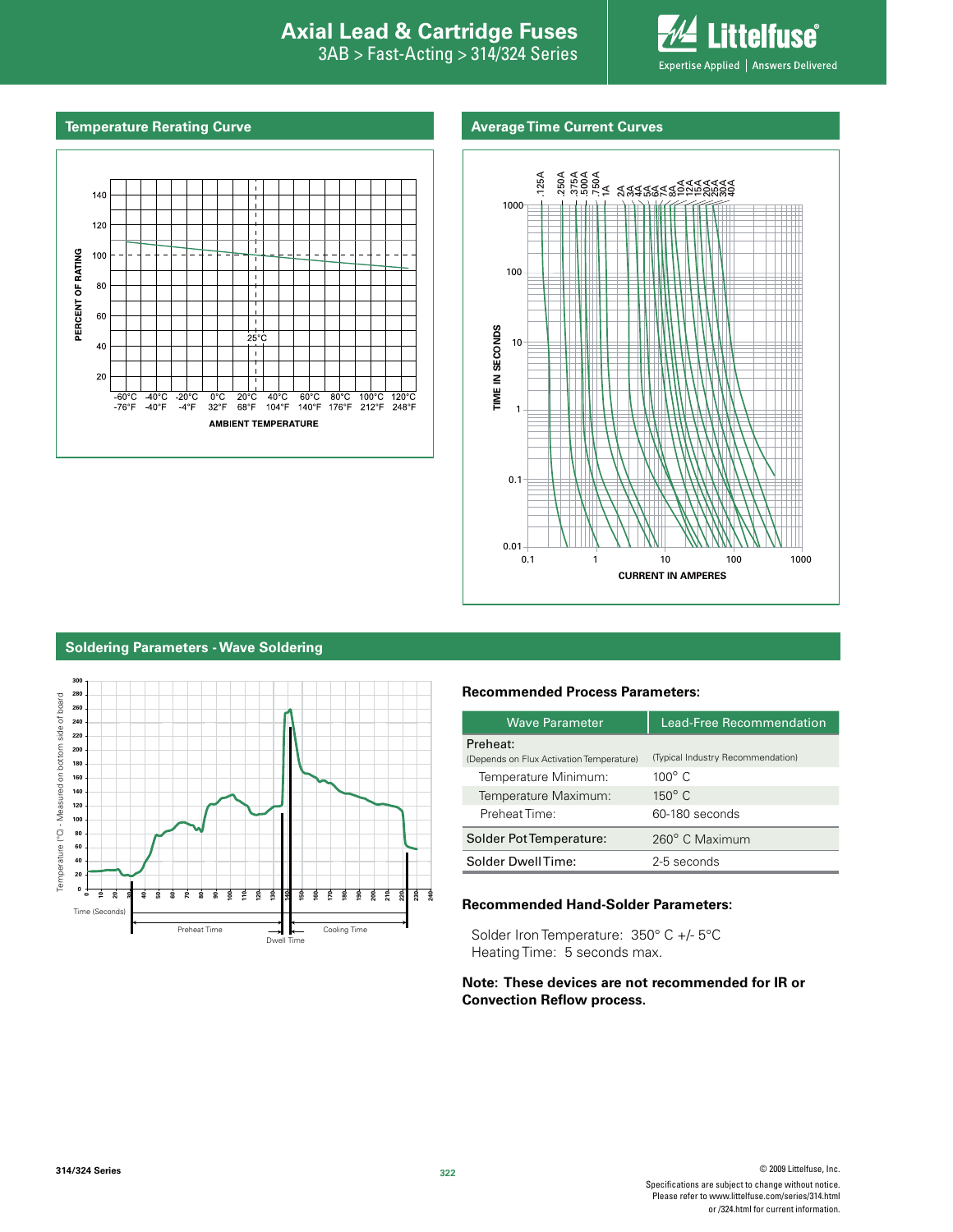## Temperature Rerating Curve

## Average Time Current Curves

## Soldering Parameters - Wave Soldering

### Recommended Process Parameters:

| Wave Parameter | Lead-Free Recommendation |
|---|---|
| Preheat: (Depends on Flux Activation Temperature) | (Typical Industry Recommendation) |
| Temperature Minimum: | 100° C |
| Temperature Maximum: | 150° C |
| Preheat Time: | 60-180 seconds |
| Solder Pot Temperature: | 260° C Maximum |
| Solder Dwell Time: | 2-5 seconds |

### Recommended Hand-Solder Parameters:

Solder Iron Temperature: 350° C +/- 5°C
Heating Time: 5 seconds max.

**Note: These devices are not recommended for IR or Convection Reflow process.**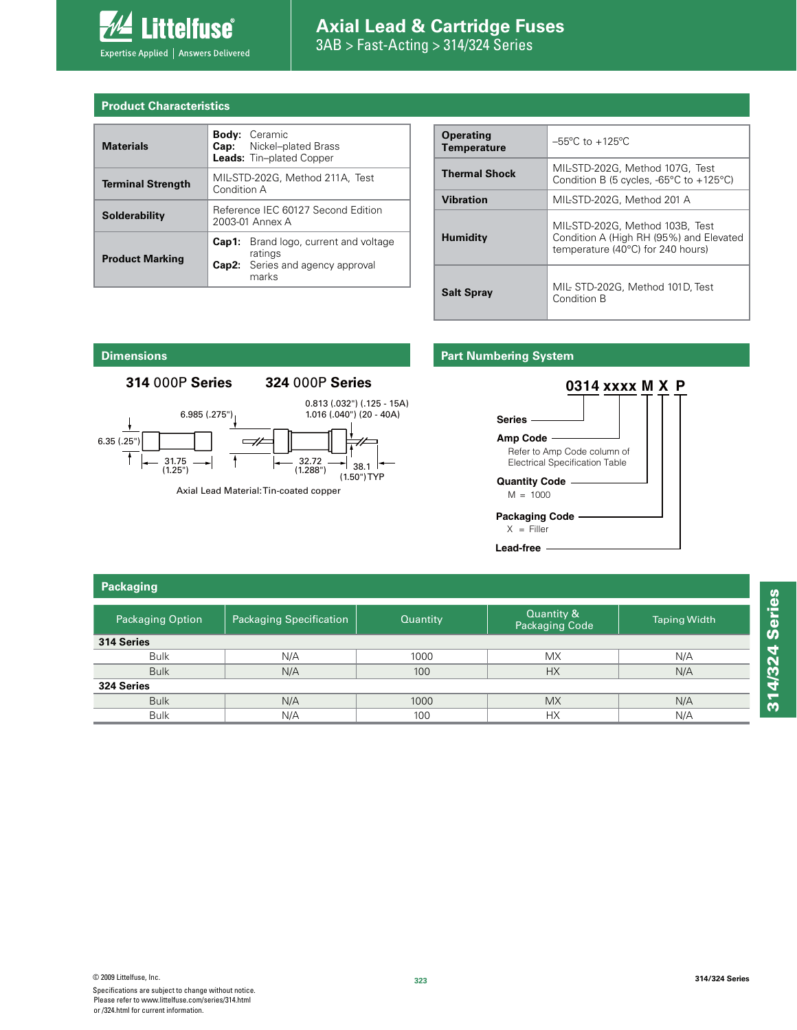## Product Characteristics

| | |
|---|---|
| **Materials** | **Body:** Ceramic<br>**Cap:** Nickel–plated Brass<br>**Leads:** Tin–plated Copper |
| **Terminal Strength** | MIL-STD-202G, Method 211A, Test Condition A |
| **Solderability** | Reference IEC 60127 Second Edition 2003-01 Annex A |
| **Product Marking** | **Cap1:** Brand logo, current and voltage ratings<br>**Cap2:** Series and agency approval marks |

| | |
|---|---|
| **Operating Temperature** | –55ºC to +125ºC |
| **Thermal Shock** | MIL-STD-202G, Method 107G, Test Condition B (5 cycles, -65°C to +125°C) |
| **Vibration** | MIL-STD-202G, Method 201 A |
| **Humidity** | MIL-STD-202G, Method 103B, Test Condition A (High RH (95%) and Elevated temperature (40°C) for 240 hours) |
| **Salt Spray** | MIL- STD-202G, Method 101D, Test Condition B |

## Dimensions

**314 000P Series** **324 000P Series**

6.985 (.275")
6.35 (.25")
31.75 (1.25")
0.813 (.032") (.125 - 15A)
1.016 (.040") (20 - 40A)
32.72 (1.288")
38.1 (1.50") TYP

Axial Lead Material: Tin-coated copper

## Part Numbering System

**0314 xxxx M X P**

- **Series**
- **Amp Code**
  Refer to Amp Code column of Electrical Specification Table
- **Quantity Code**
  M = 1000
- **Packaging Code**
  X = Filler
- **Lead-free**

## Packaging

| Packaging Option | Packaging Specification | Quantity | Quantity & Packaging Code | Taping Width |
|---|---|---|---|---|
| **314 Series** | | | | |
| Bulk | N/A | 1000 | MX | N/A |
| Bulk | N/A | 100 | HX | N/A |
| **324 Series** | | | | |
| Bulk | N/A | 1000 | MX | N/A |
| Bulk | N/A | 100 | HX | N/A |

© 2009 Littelfuse, Inc.
Specifications are subject to change without notice.
Please refer to www.littelfuse.com/series/314.html or /324.html for current information.